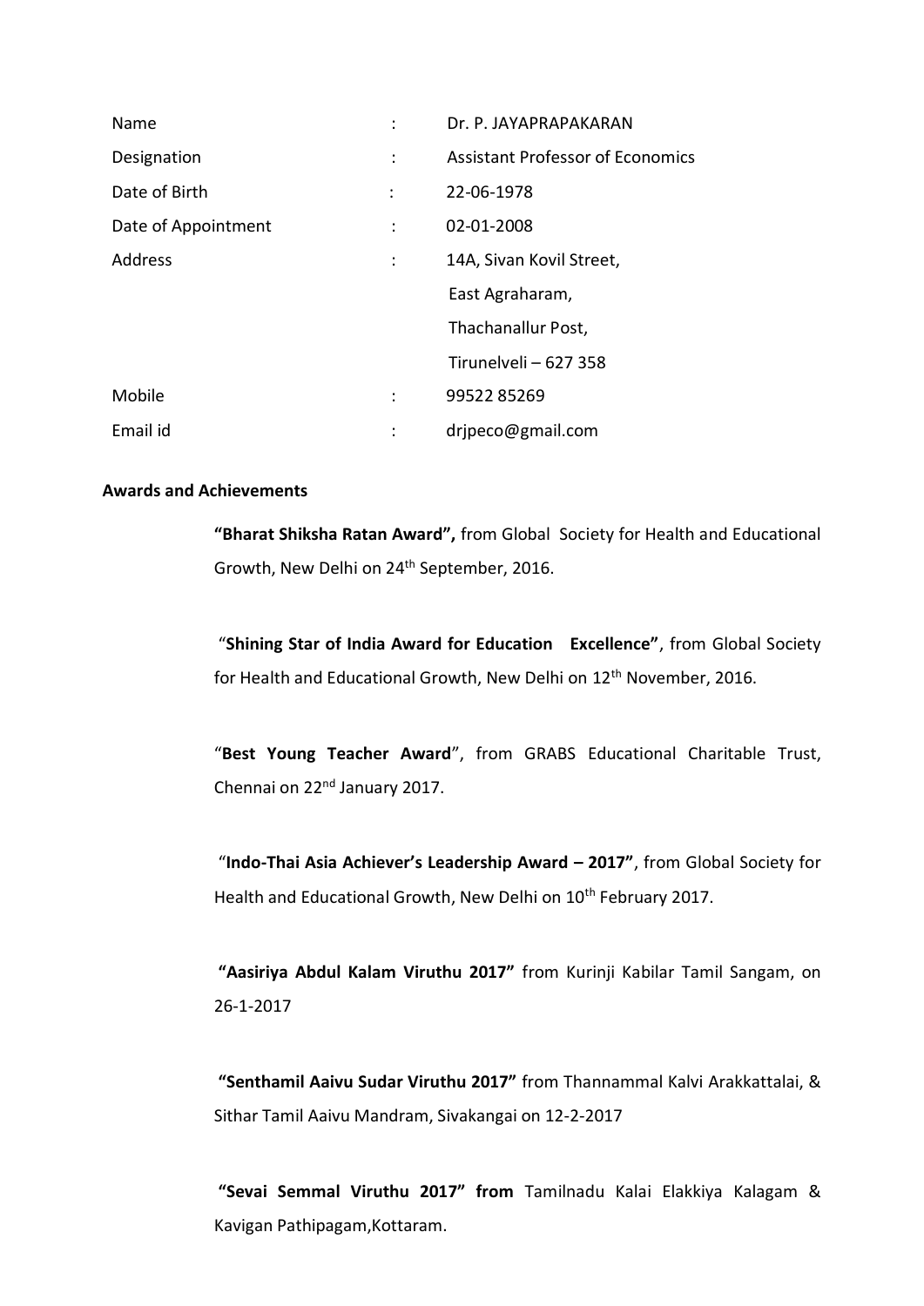| Name | : | Dr. P. JAYAPRAPAKARAN |
|---|---|---|
| Designation | : | Assistant Professor of Economics |
| Date of Birth | : | 22-06-1978 |
| Date of Appointment | : | 02-01-2008 |
| Address | : | 14A, Sivan Kovil Street, |
| | | East Agraharam, |
| | | Thachanallur Post, |
| | | Tirunelveli – 627 358 |
| Mobile | : | 99522 85269 |
| Email id | : | drjpeco@gmail.com |

**Awards and Achievements**

**"Bharat Shiksha Ratan Award",** from Global Society for Health and Educational Growth, New Delhi on 24th September, 2016.

"**Shining Star of India Award for Education Excellence"**, from Global Society for Health and Educational Growth, New Delhi on 12th November, 2016.

"**Best Young Teacher Award**", from GRABS Educational Charitable Trust, Chennai on 22nd January 2017.

"**Indo-Thai Asia Achiever's Leadership Award – 2017"**, from Global Society for Health and Educational Growth, New Delhi on 10th February 2017.

**"Aasiriya Abdul Kalam Viruthu 2017"** from Kurinji Kabilar Tamil Sangam, on 26-1-2017

**"Senthamil Aaivu Sudar Viruthu 2017"** from Thannammal Kalvi Arakkattalai, & Sithar Tamil Aaivu Mandram, Sivakangai on 12-2-2017

**"Sevai Semmal Viruthu 2017" from** Tamilnadu Kalai Elakkiya Kalagam & Kavigan Pathipagam,Kottaram.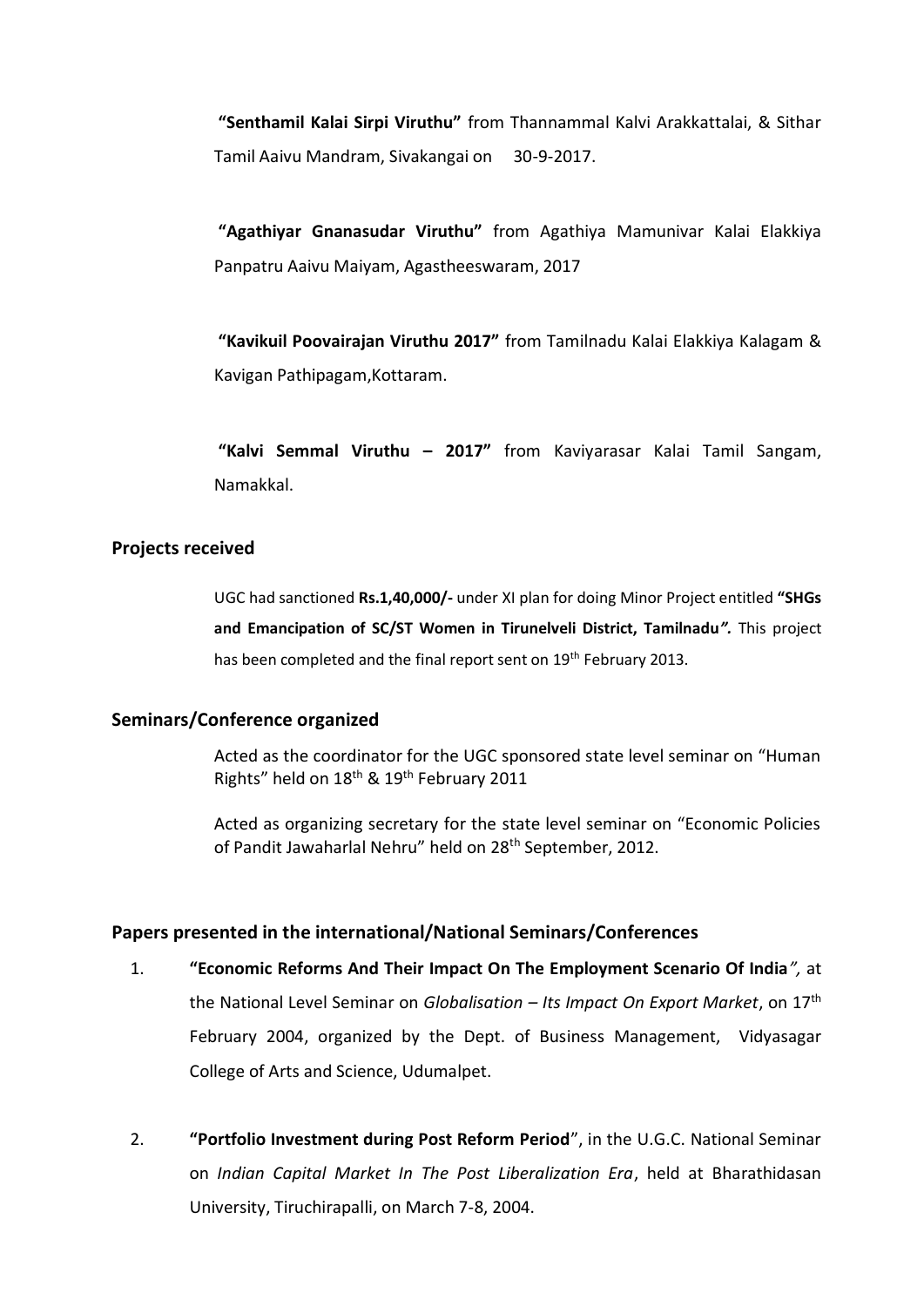**"Senthamil Kalai Sirpi Viruthu"** from Thannammal Kalvi Arakkattalai, & Sithar Tamil Aaivu Mandram, Sivakangai on 30-9-2017.

**"Agathiyar Gnanasudar Viruthu"** from Agathiya Mamunivar Kalai Elakkiya Panpatru Aaivu Maiyam, Agastheeswaram, 2017

**"Kavikuil Poovairajan Viruthu 2017"** from Tamilnadu Kalai Elakkiya Kalagam & Kavigan Pathipagam,Kottaram.

**"Kalvi Semmal Viruthu – 2017"** from Kaviyarasar Kalai Tamil Sangam, Namakkal.

## Projects received

UGC had sanctioned **Rs.1,40,000/-** under XI plan for doing Minor Project entitled **"SHGs and Emancipation of SC/ST Women in Tirunelveli District, Tamilnadu*".*** This project has been completed and the final report sent on 19th February 2013.

## Seminars/Conference organized

Acted as the coordinator for the UGC sponsored state level seminar on "Human Rights" held on 18th & 19th February 2011

Acted as organizing secretary for the state level seminar on "Economic Policies of Pandit Jawaharlal Nehru" held on 28th September, 2012.

## Papers presented in the international/National Seminars/Conferences

1. **"Economic Reforms And Their Impact On The Employment Scenario Of India***",* at the National Level Seminar on *Globalisation – Its Impact On Export Market*, on 17th February 2004, organized by the Dept. of Business Management, Vidyasagar College of Arts and Science, Udumalpet.

2. **"Portfolio Investment during Post Reform Period**", in the U.G.C. National Seminar on *Indian Capital Market In The Post Liberalization Era*, held at Bharathidasan University, Tiruchirapalli, on March 7-8, 2004.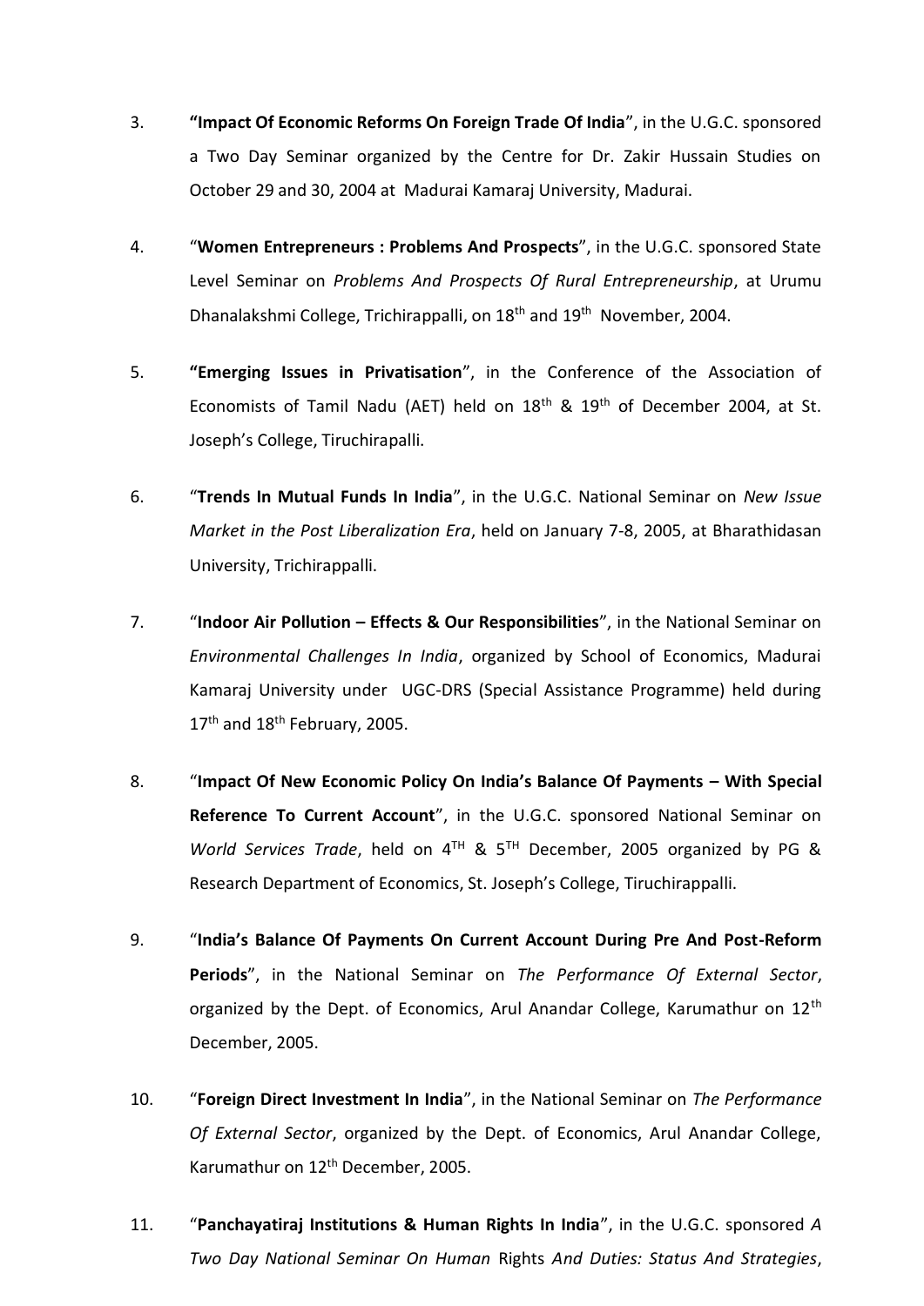3. **"Impact Of Economic Reforms On Foreign Trade Of India**", in the U.G.C. sponsored a Two Day Seminar organized by the Centre for Dr. Zakir Hussain Studies on October 29 and 30, 2004 at Madurai Kamaraj University, Madurai.

4. "**Women Entrepreneurs : Problems And Prospects**", in the U.G.C. sponsored State Level Seminar on *Problems And Prospects Of Rural Entrepreneurship*, at Urumu Dhanalakshmi College, Trichirappalli, on 18th and 19th November, 2004.

5. **"Emerging Issues in Privatisation**", in the Conference of the Association of Economists of Tamil Nadu (AET) held on 18th & 19th of December 2004, at St. Joseph's College, Tiruchirapalli.

6. "**Trends In Mutual Funds In India**", in the U.G.C. National Seminar on *New Issue Market in the Post Liberalization Era*, held on January 7-8, 2005, at Bharathidasan University, Trichirappalli.

7. "**Indoor Air Pollution – Effects & Our Responsibilities**", in the National Seminar on *Environmental Challenges In India*, organized by School of Economics, Madurai Kamaraj University under UGC-DRS (Special Assistance Programme) held during 17th and 18th February, 2005.

8. "**Impact Of New Economic Policy On India's Balance Of Payments – With Special Reference To Current Account**", in the U.G.C. sponsored National Seminar on *World Services Trade*, held on 4TH & 5TH December, 2005 organized by PG & Research Department of Economics, St. Joseph's College, Tiruchirappalli.

9. "**India's Balance Of Payments On Current Account During Pre And Post-Reform Periods**", in the National Seminar on *The Performance Of External Sector*, organized by the Dept. of Economics, Arul Anandar College, Karumathur on 12th December, 2005.

10. "**Foreign Direct Investment In India**", in the National Seminar on *The Performance Of External Sector*, organized by the Dept. of Economics, Arul Anandar College, Karumathur on 12th December, 2005.

11. "**Panchayatiraj Institutions & Human Rights In India**", in the U.G.C. sponsored *A Two Day National Seminar On Human* Rights *And Duties: Status And Strategies*,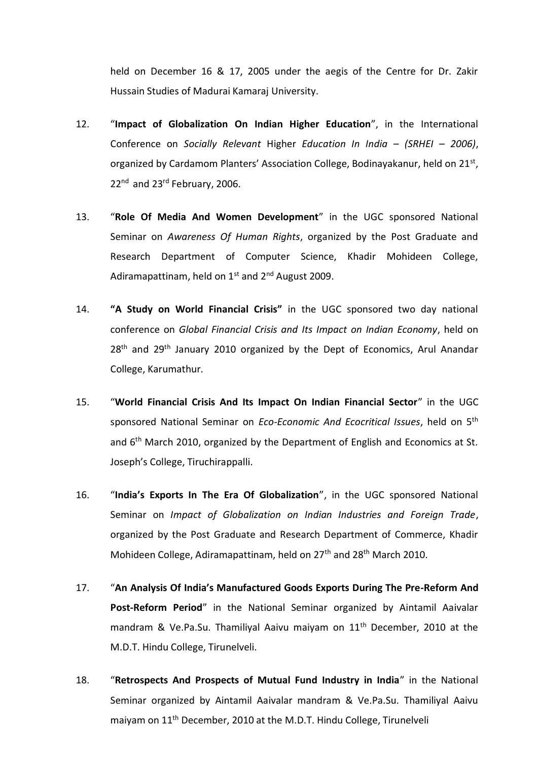held on December 16 & 17, 2005 under the aegis of the Centre for Dr. Zakir Hussain Studies of Madurai Kamaraj University.

12. "**Impact of Globalization On Indian Higher Education**", in the International Conference on *Socially Relevant* Higher *Education In India – (SRHEI – 2006)*, organized by Cardamom Planters' Association College, Bodinayakanur, held on 21st, 22nd and 23rd February, 2006.

13. "**Role Of Media And Women Development**" in the UGC sponsored National Seminar on *Awareness Of Human Rights*, organized by the Post Graduate and Research Department of Computer Science, Khadir Mohideen College, Adiramapattinam, held on 1st and 2nd August 2009.

14. **"A Study on World Financial Crisis"** in the UGC sponsored two day national conference on *Global Financial Crisis and Its Impact on Indian Economy*, held on 28th and 29th January 2010 organized by the Dept of Economics, Arul Anandar College, Karumathur.

15. "**World Financial Crisis And Its Impact On Indian Financial Sector**" in the UGC sponsored National Seminar on *Eco-Economic And Ecocritical Issues*, held on 5th and 6th March 2010, organized by the Department of English and Economics at St. Joseph's College, Tiruchirappalli.

16. "**India's Exports In The Era Of Globalization**", in the UGC sponsored National Seminar on *Impact of Globalization on Indian Industries and Foreign Trade*, organized by the Post Graduate and Research Department of Commerce, Khadir Mohideen College, Adiramapattinam, held on 27th and 28th March 2010.

17. "**An Analysis Of India's Manufactured Goods Exports During The Pre-Reform And Post-Reform Period**" in the National Seminar organized by Aintamil Aaivalar mandram & Ve.Pa.Su. Thamiliyal Aaivu maiyam on 11th December, 2010 at the M.D.T. Hindu College, Tirunelveli.

18. "**Retrospects And Prospects of Mutual Fund Industry in India**" in the National Seminar organized by Aintamil Aaivalar mandram & Ve.Pa.Su. Thamiliyal Aaivu maiyam on 11th December, 2010 at the M.D.T. Hindu College, Tirunelveli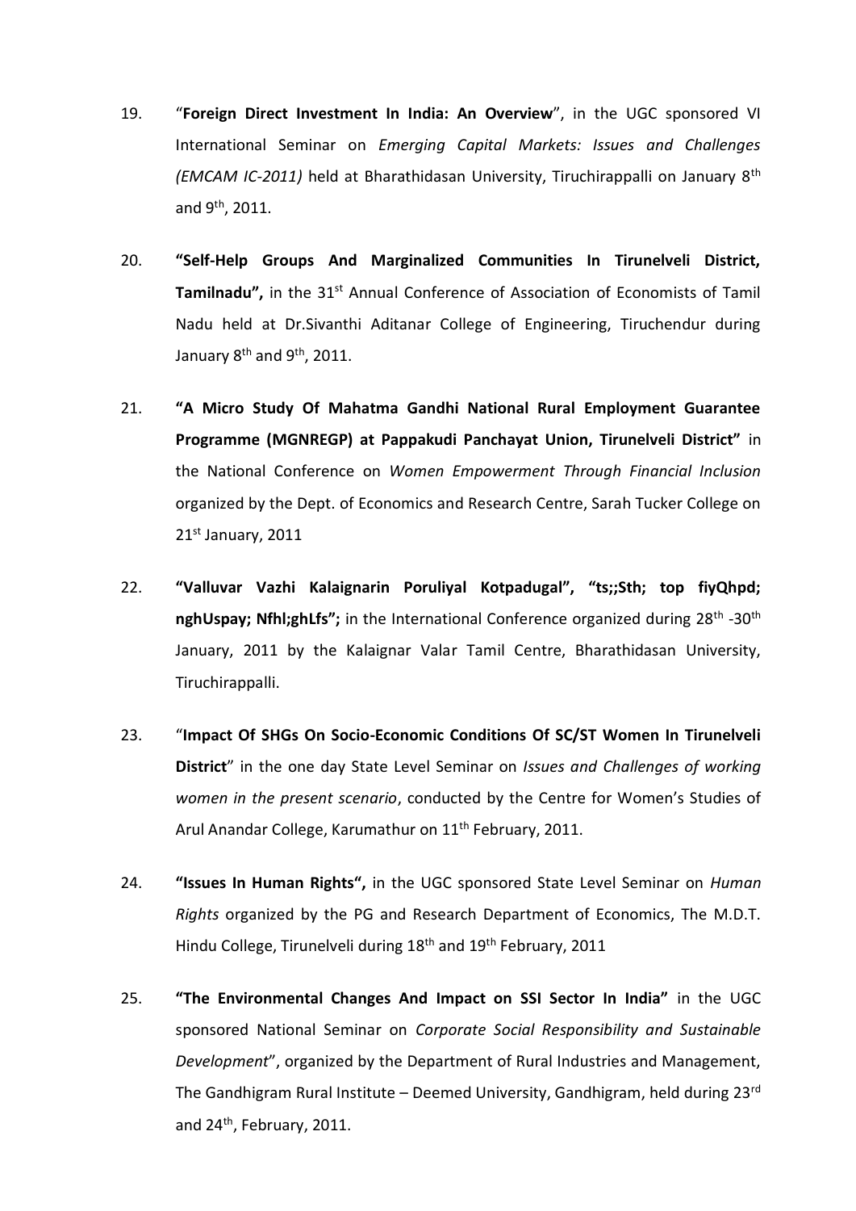19. "**Foreign Direct Investment In India: An Overview**", in the UGC sponsored VI International Seminar on *Emerging Capital Markets: Issues and Challenges (EMCAM IC-2011)* held at Bharathidasan University, Tiruchirappalli on January 8th and 9th, 2011.

20. **"Self-Help Groups And Marginalized Communities In Tirunelveli District, Tamilnadu",** in the 31st Annual Conference of Association of Economists of Tamil Nadu held at Dr.Sivanthi Aditanar College of Engineering, Tiruchendur during January 8th and 9th, 2011.

21. **"A Micro Study Of Mahatma Gandhi National Rural Employment Guarantee Programme (MGNREGP) at Pappakudi Panchayat Union, Tirunelveli District"** in the National Conference on *Women Empowerment Through Financial Inclusion* organized by the Dept. of Economics and Research Centre, Sarah Tucker College on 21st January, 2011

22. **"Valluvar Vazhi Kalaignarin Poruliyal Kotpadugal", "ts;;Sth; top fiyQhpd; nghUspay; Nfhl;ghLfs";** in the International Conference organized during 28th -30th January, 2011 by the Kalaignar Valar Tamil Centre, Bharathidasan University, Tiruchirappalli.

23. "**Impact Of SHGs On Socio-Economic Conditions Of SC/ST Women In Tirunelveli District**" in the one day State Level Seminar on *Issues and Challenges of working women in the present scenario*, conducted by the Centre for Women's Studies of Arul Anandar College, Karumathur on 11th February, 2011.

24. **"Issues In Human Rights",** in the UGC sponsored State Level Seminar on *Human Rights* organized by the PG and Research Department of Economics, The M.D.T. Hindu College, Tirunelveli during 18th and 19th February, 2011

25. **"The Environmental Changes And Impact on SSI Sector In India"** in the UGC sponsored National Seminar on *Corporate Social Responsibility and Sustainable Development*", organized by the Department of Rural Industries and Management, The Gandhigram Rural Institute – Deemed University, Gandhigram, held during 23rd and 24th, February, 2011.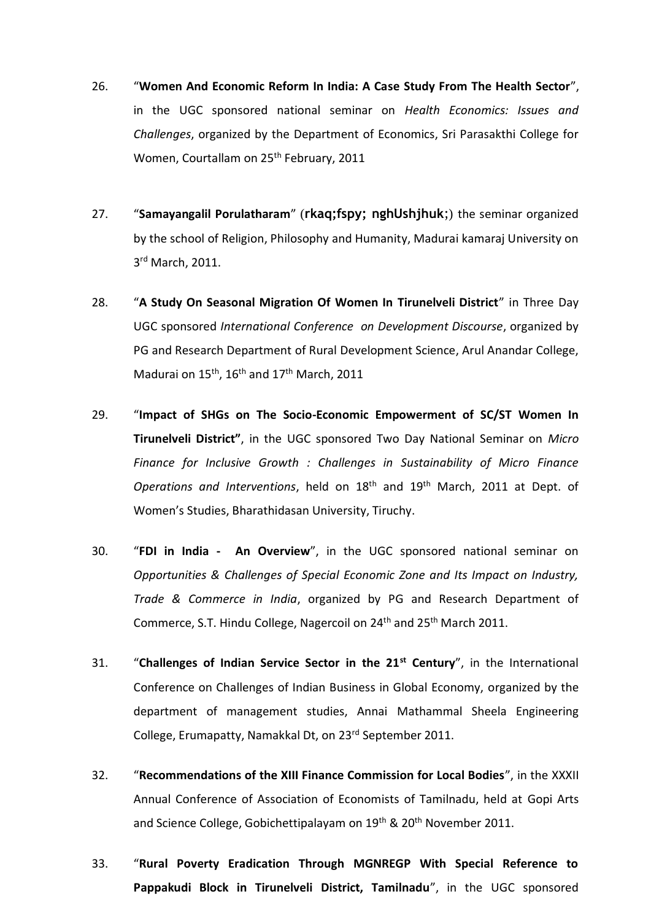26. "**Women And Economic Reform In India: A Case Study From The Health Sector**", in the UGC sponsored national seminar on *Health Economics: Issues and Challenges*, organized by the Department of Economics, Sri Parasakthi College for Women, Courtallam on 25th February, 2011

27. "**Samayangalil Porulatharam**" (**rkaq;fspy; nghUshjhuk;**) the seminar organized by the school of Religion, Philosophy and Humanity, Madurai kamaraj University on 3rd March, 2011.

28. "**A Study On Seasonal Migration Of Women In Tirunelveli District**" in Three Day UGC sponsored *International Conference on Development Discourse*, organized by PG and Research Department of Rural Development Science, Arul Anandar College, Madurai on 15th, 16th and 17th March, 2011

29. "**Impact of SHGs on The Socio-Economic Empowerment of SC/ST Women In Tirunelveli District"**, in the UGC sponsored Two Day National Seminar on *Micro Finance for Inclusive Growth : Challenges in Sustainability of Micro Finance Operations and Interventions*, held on 18th and 19th March, 2011 at Dept. of Women's Studies, Bharathidasan University, Tiruchy.

30. "**FDI in India - An Overview**", in the UGC sponsored national seminar on *Opportunities & Challenges of Special Economic Zone and Its Impact on Industry, Trade & Commerce in India*, organized by PG and Research Department of Commerce, S.T. Hindu College, Nagercoil on 24th and 25th March 2011.

31. "**Challenges of Indian Service Sector in the 21st Century**", in the International Conference on Challenges of Indian Business in Global Economy, organized by the department of management studies, Annai Mathammal Sheela Engineering College, Erumapatty, Namakkal Dt, on 23rd September 2011.

32. "**Recommendations of the XIII Finance Commission for Local Bodies**", in the XXXII Annual Conference of Association of Economists of Tamilnadu, held at Gopi Arts and Science College, Gobichettipalayam on 19th & 20th November 2011.

33. "**Rural Poverty Eradication Through MGNREGP With Special Reference to Pappakudi Block in Tirunelveli District, Tamilnadu**", in the UGC sponsored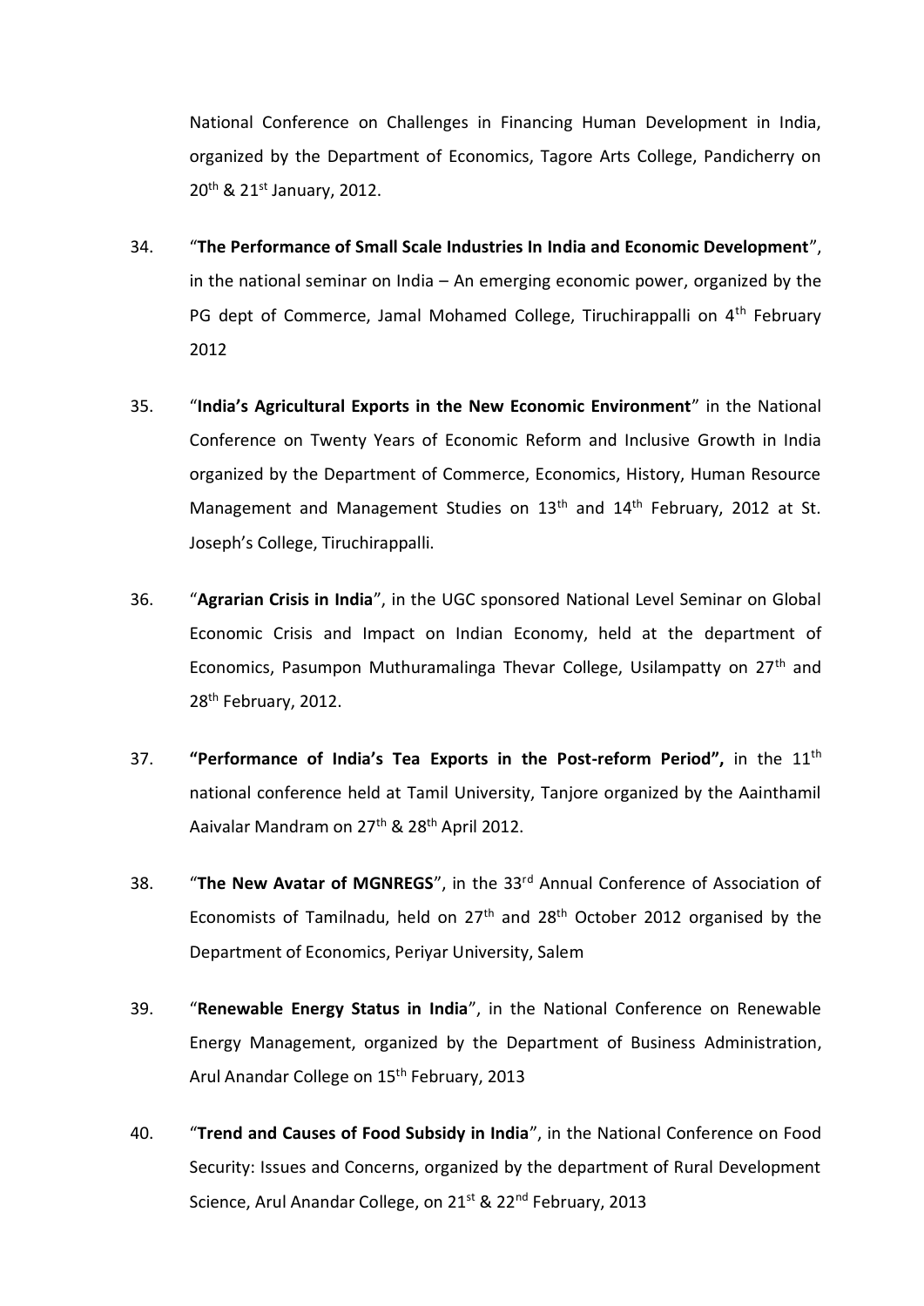National Conference on Challenges in Financing Human Development in India, organized by the Department of Economics, Tagore Arts College, Pandicherry on 20th & 21st January, 2012.

34. "**The Performance of Small Scale Industries In India and Economic Development**", in the national seminar on India – An emerging economic power, organized by the PG dept of Commerce, Jamal Mohamed College, Tiruchirappalli on 4th February 2012

35. "**India's Agricultural Exports in the New Economic Environment**" in the National Conference on Twenty Years of Economic Reform and Inclusive Growth in India organized by the Department of Commerce, Economics, History, Human Resource Management and Management Studies on 13th and 14th February, 2012 at St. Joseph's College, Tiruchirappalli.

36. "**Agrarian Crisis in India**", in the UGC sponsored National Level Seminar on Global Economic Crisis and Impact on Indian Economy, held at the department of Economics, Pasumpon Muthuramalinga Thevar College, Usilampatty on 27th and 28th February, 2012.

37. **"Performance of India's Tea Exports in the Post-reform Period",** in the 11th national conference held at Tamil University, Tanjore organized by the Aainthamil Aaivalar Mandram on 27th & 28th April 2012.

38. "**The New Avatar of MGNREGS**", in the 33rd Annual Conference of Association of Economists of Tamilnadu, held on 27th and 28th October 2012 organised by the Department of Economics, Periyar University, Salem

39. "**Renewable Energy Status in India**", in the National Conference on Renewable Energy Management, organized by the Department of Business Administration, Arul Anandar College on 15th February, 2013

40. "**Trend and Causes of Food Subsidy in India**", in the National Conference on Food Security: Issues and Concerns, organized by the department of Rural Development Science, Arul Anandar College, on 21st & 22nd February, 2013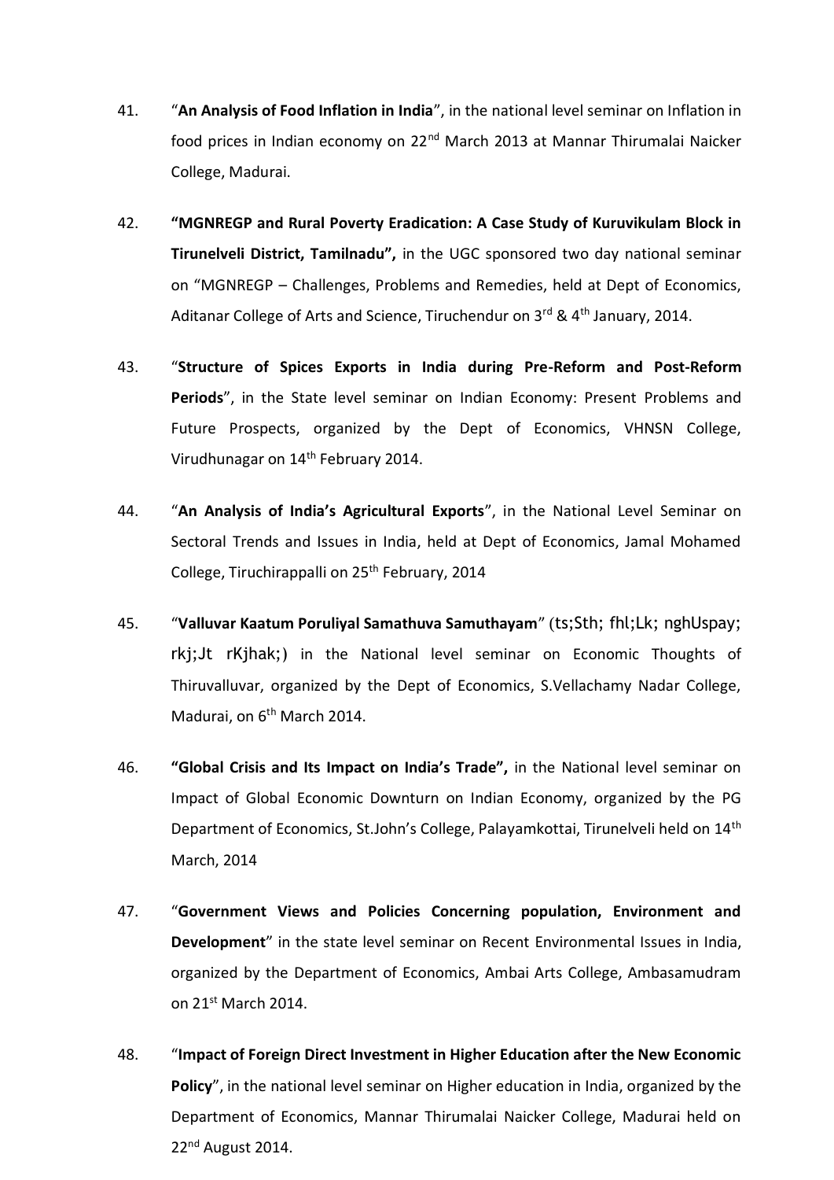41. "**An Analysis of Food Inflation in India**", in the national level seminar on Inflation in food prices in Indian economy on 22nd March 2013 at Mannar Thirumalai Naicker College, Madurai.

42. **"MGNREGP and Rural Poverty Eradication: A Case Study of Kuruvikulam Block in Tirunelveli District, Tamilnadu",** in the UGC sponsored two day national seminar on "MGNREGP – Challenges, Problems and Remedies, held at Dept of Economics, Aditanar College of Arts and Science, Tiruchendur on 3rd & 4th January, 2014.

43. "**Structure of Spices Exports in India during Pre-Reform and Post-Reform Periods**", in the State level seminar on Indian Economy: Present Problems and Future Prospects, organized by the Dept of Economics, VHNSN College, Virudhunagar on 14th February 2014.

44. "**An Analysis of India's Agricultural Exports**", in the National Level Seminar on Sectoral Trends and Issues in India, held at Dept of Economics, Jamal Mohamed College, Tiruchirappalli on 25th February, 2014

45. "**Valluvar Kaatum Poruliyal Samathuva Samuthayam**" (ts;Sth; fhl;Lk; nghUspay; rkj;Jt rKjhak;) in the National level seminar on Economic Thoughts of Thiruvalluvar, organized by the Dept of Economics, S.Vellachamy Nadar College, Madurai, on 6th March 2014.

46. **"Global Crisis and Its Impact on India's Trade",** in the National level seminar on Impact of Global Economic Downturn on Indian Economy, organized by the PG Department of Economics, St.John's College, Palayamkottai, Tirunelveli held on 14th March, 2014

47. "**Government Views and Policies Concerning population, Environment and Development**" in the state level seminar on Recent Environmental Issues in India, organized by the Department of Economics, Ambai Arts College, Ambasamudram on 21st March 2014.

48. "**Impact of Foreign Direct Investment in Higher Education after the New Economic Policy**", in the national level seminar on Higher education in India, organized by the Department of Economics, Mannar Thirumalai Naicker College, Madurai held on 22nd August 2014.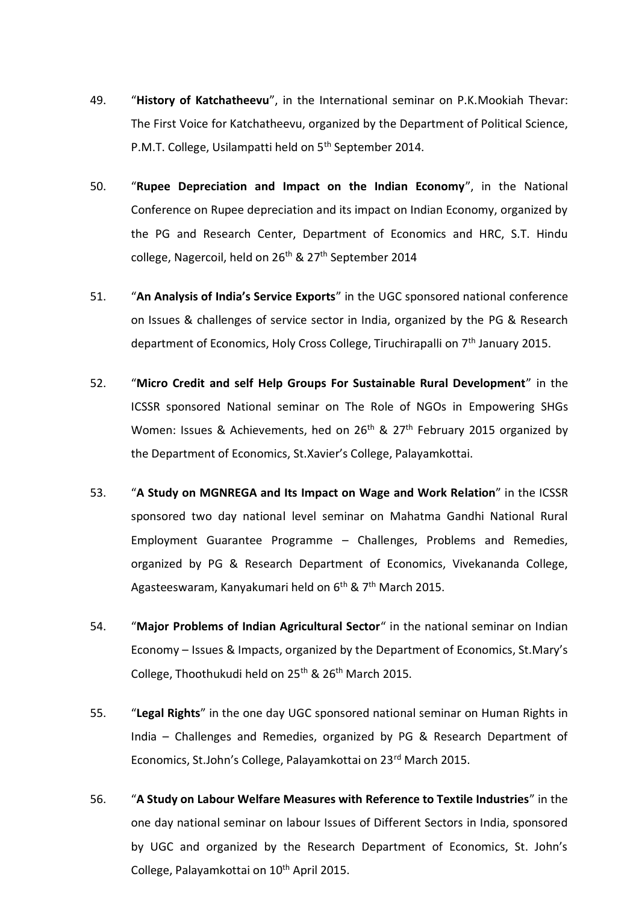49. “**History of Katchatheevu**”, in the International seminar on P.K.Mookiah Thevar: The First Voice for Katchatheevu, organized by the Department of Political Science, P.M.T. College, Usilampatti held on 5th September 2014.

50. “**Rupee Depreciation and Impact on the Indian Economy**”, in the National Conference on Rupee depreciation and its impact on Indian Economy, organized by the PG and Research Center, Department of Economics and HRC, S.T. Hindu college, Nagercoil, held on 26th & 27th September 2014

51. “**An Analysis of India’s Service Exports**” in the UGC sponsored national conference on Issues & challenges of service sector in India, organized by the PG & Research department of Economics, Holy Cross College, Tiruchirapalli on 7th January 2015.

52. “**Micro Credit and self Help Groups For Sustainable Rural Development**” in the ICSSR sponsored National seminar on The Role of NGOs in Empowering SHGs Women: Issues & Achievements, hed on 26th & 27th February 2015 organized by the Department of Economics, St.Xavier’s College, Palayamkottai.

53. “**A Study on MGNREGA and Its Impact on Wage and Work Relation**” in the ICSSR sponsored two day national level seminar on Mahatma Gandhi National Rural Employment Guarantee Programme – Challenges, Problems and Remedies, organized by PG & Research Department of Economics, Vivekananda College, Agasteeswaram, Kanyakumari held on 6th & 7th March 2015.

54. “**Major Problems of Indian Agricultural Sector**“ in the national seminar on Indian Economy – Issues & Impacts, organized by the Department of Economics, St.Mary’s College, Thoothukudi held on 25th & 26th March 2015.

55. “**Legal Rights**” in the one day UGC sponsored national seminar on Human Rights in India – Challenges and Remedies, organized by PG & Research Department of Economics, St.John’s College, Palayamkottai on 23rd March 2015.

56. “**A Study on Labour Welfare Measures with Reference to Textile Industries**” in the one day national seminar on labour Issues of Different Sectors in India, sponsored by UGC and organized by the Research Department of Economics, St. John’s College, Palayamkottai on 10th April 2015.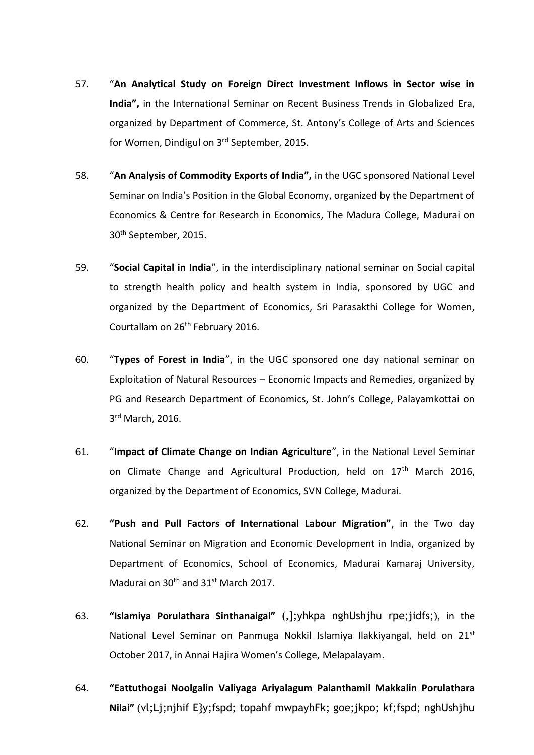57. "**An Analytical Study on Foreign Direct Investment Inflows in Sector wise in India",** in the International Seminar on Recent Business Trends in Globalized Era, organized by Department of Commerce, St. Antony's College of Arts and Sciences for Women, Dindigul on 3rd September, 2015.

58. "**An Analysis of Commodity Exports of India",** in the UGC sponsored National Level Seminar on India's Position in the Global Economy, organized by the Department of Economics & Centre for Research in Economics, The Madura College, Madurai on 30th September, 2015.

59. "**Social Capital in India**", in the interdisciplinary national seminar on Social capital to strength health policy and health system in India, sponsored by UGC and organized by the Department of Economics, Sri Parasakthi College for Women, Courtallam on 26th February 2016.

60. "**Types of Forest in India**", in the UGC sponsored one day national seminar on Exploitation of Natural Resources – Economic Impacts and Remedies, organized by PG and Research Department of Economics, St. John's College, Palayamkottai on 3rd March, 2016.

61. "**Impact of Climate Change on Indian Agriculture**", in the National Level Seminar on Climate Change and Agricultural Production, held on 17th March 2016, organized by the Department of Economics, SVN College, Madurai.

62. **"Push and Pull Factors of International Labour Migration"**, in the Two day National Seminar on Migration and Economic Development in India, organized by Department of Economics, School of Economics, Madurai Kamaraj University, Madurai on 30th and 31st March 2017.

63. **"Islamiya Porulathara Sinthanaigal"** (,];yhkpa nghUshjhu rpe;jidfs;), in the National Level Seminar on Panmuga Nokkil Islamiya Ilakkiyangal, held on 21st October 2017, in Annai Hajira Women's College, Melapalayam.

64. **"Eattuthogai Noolgalin Valiyaga Ariyalagum Palanthamil Makkalin Porulathara Nilai"** (vl;Lj;njhif E}y;fspd; topahf mwpayhFk; goe;jkpo; kf;fspd; nghUshjhu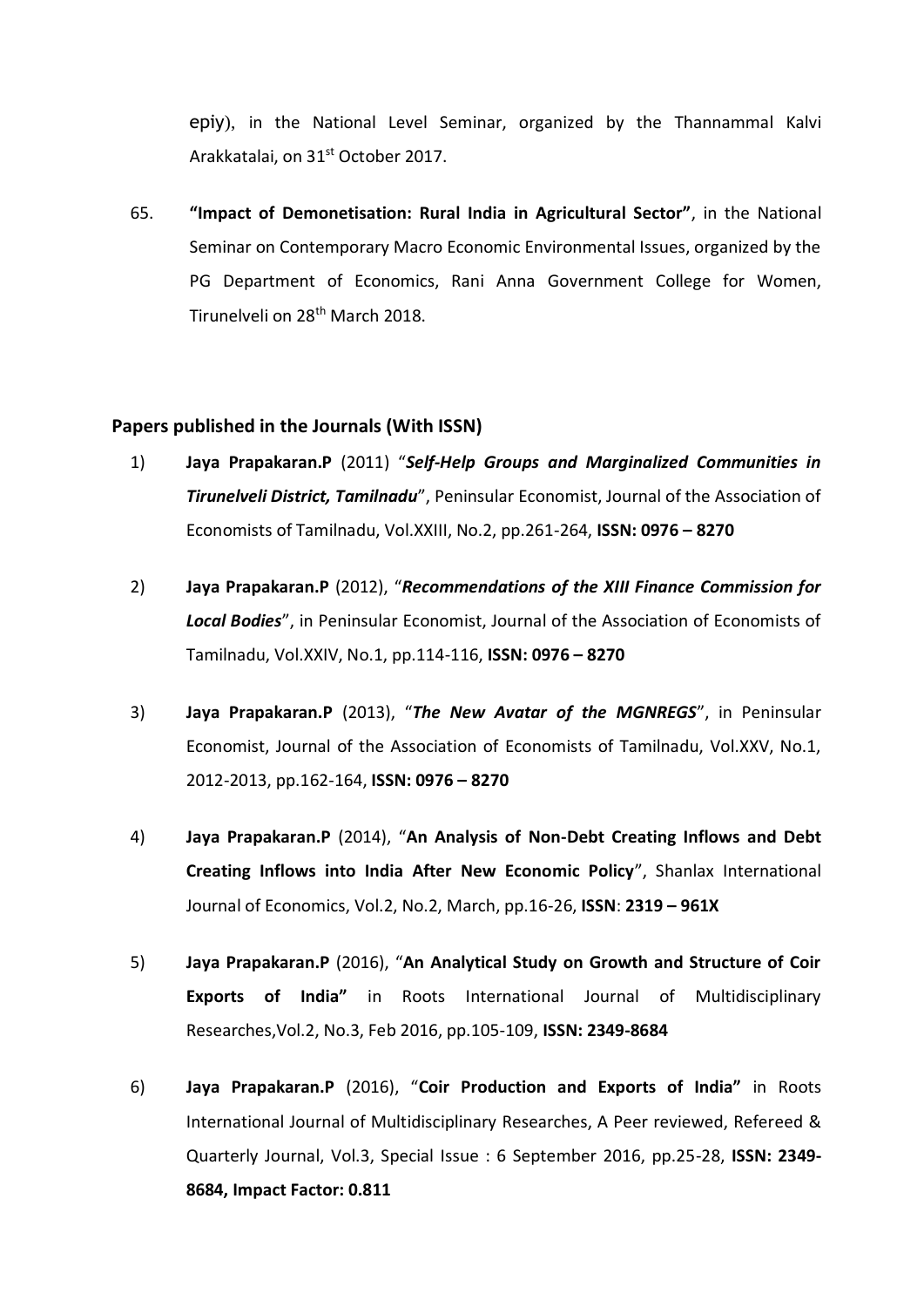epiy), in the National Level Seminar, organized by the Thannammal Kalvi Arakkatalai, on 31st October 2017.

65. **"Impact of Demonetisation: Rural India in Agricultural Sector"**, in the National Seminar on Contemporary Macro Economic Environmental Issues, organized by the PG Department of Economics, Rani Anna Government College for Women, Tirunelveli on 28th March 2018.

## Papers published in the Journals (With ISSN)

1) **Jaya Prapakaran.P** (2011) "***Self-Help Groups and Marginalized Communities in Tirunelveli District, Tamilnadu***", Peninsular Economist, Journal of the Association of Economists of Tamilnadu, Vol.XXIII, No.2, pp.261-264, **ISSN: 0976 – 8270**

2) **Jaya Prapakaran.P** (2012), "***Recommendations of the XIII Finance Commission for Local Bodies***", in Peninsular Economist, Journal of the Association of Economists of Tamilnadu, Vol.XXIV, No.1, pp.114-116, **ISSN: 0976 – 8270**

3) **Jaya Prapakaran.P** (2013), "***The New Avatar of the MGNREGS***", in Peninsular Economist, Journal of the Association of Economists of Tamilnadu, Vol.XXV, No.1, 2012-2013, pp.162-164, **ISSN: 0976 – 8270**

4) **Jaya Prapakaran.P** (2014), "**An Analysis of Non-Debt Creating Inflows and Debt Creating Inflows into India After New Economic Policy**", Shanlax International Journal of Economics, Vol.2, No.2, March, pp.16-26, **ISSN**: **2319 – 961X**

5) **Jaya Prapakaran.P** (2016), "**An Analytical Study on Growth and Structure of Coir Exports of India"** in Roots International Journal of Multidisciplinary Researches,Vol.2, No.3, Feb 2016, pp.105-109, **ISSN: 2349-8684**

6) **Jaya Prapakaran.P** (2016), "**Coir Production and Exports of India"** in Roots International Journal of Multidisciplinary Researches, A Peer reviewed, Refereed & Quarterly Journal, Vol.3, Special Issue : 6 September 2016, pp.25-28, **ISSN: 2349-8684, Impact Factor: 0.811**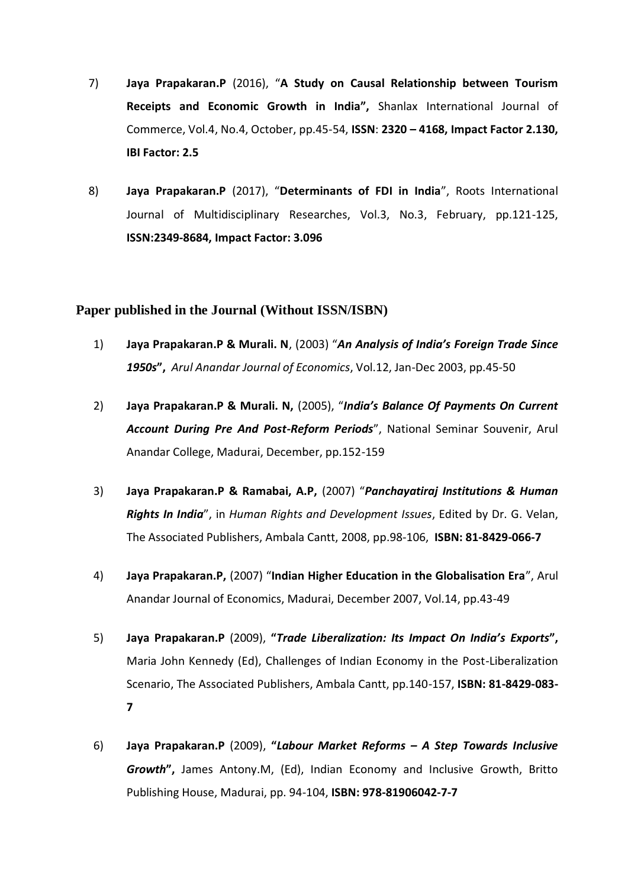7) **Jaya Prapakaran.P** (2016), "**A Study on Causal Relationship between Tourism Receipts and Economic Growth in India",** Shanlax International Journal of Commerce, Vol.4, No.4, October, pp.45-54, **ISSN**: **2320 – 4168, Impact Factor 2.130, IBI Factor: 2.5**

8) **Jaya Prapakaran.P** (2017), "**Determinants of FDI in India**", Roots International Journal of Multidisciplinary Researches, Vol.3, No.3, February, pp.121-125, **ISSN:2349-8684, Impact Factor: 3.096**

## Paper published in the Journal (Without ISSN/ISBN)

1) **Jaya Prapakaran.P & Murali. N**, (2003) "***An Analysis of India's Foreign Trade Since 1950s*",** *Arul Anandar Journal of Economics*, Vol.12, Jan-Dec 2003, pp.45-50

2) **Jaya Prapakaran.P & Murali. N,** (2005), "***India's Balance Of Payments On Current Account During Pre And Post-Reform Periods***", National Seminar Souvenir, Arul Anandar College, Madurai, December, pp.152-159

3) **Jaya Prapakaran.P & Ramabai, A.P,** (2007) "***Panchayatiraj Institutions & Human Rights In India***", in *Human Rights and Development Issues*, Edited by Dr. G. Velan, The Associated Publishers, Ambala Cantt, 2008, pp.98-106, **ISBN: 81-8429-066-7**

4) **Jaya Prapakaran.P,** (2007) "**Indian Higher Education in the Globalisation Era**", Arul Anandar Journal of Economics, Madurai, December 2007, Vol.14, pp.43-49

5) **Jaya Prapakaran.P** (2009), **"*Trade Liberalization: Its Impact On India's Exports*",** Maria John Kennedy (Ed), Challenges of Indian Economy in the Post-Liberalization Scenario, The Associated Publishers, Ambala Cantt, pp.140-157, **ISBN: 81-8429-083-7**

6) **Jaya Prapakaran.P** (2009), **"*Labour Market Reforms – A Step Towards Inclusive Growth*",** James Antony.M, (Ed), Indian Economy and Inclusive Growth, Britto Publishing House, Madurai, pp. 94-104, **ISBN: 978-81906042-7-7**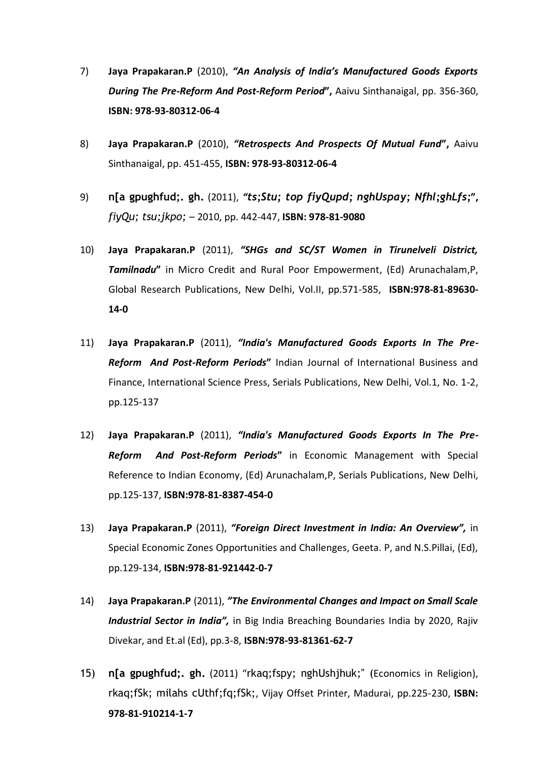7) **Jaya Prapakaran.P** (2010), ***"An Analysis of India's Manufactured Goods Exports During The Pre-Reform And Post-Reform Period*",** Aaivu Sinthanaigal, pp. 356-360, **ISBN: 978-93-80312-06-4**

8) **Jaya Prapakaran.P** (2010), ***"Retrospects And Prospects Of Mutual Fund*",** Aaivu Sinthanaigal, pp. 451-455, **ISBN: 978-93-80312-06-4**

9) **n[a gpughfud;. gh.** (2011), ***"ts;Stu; top fiyQupd; nghUspay; Nfhl;ghLfs;*",** *fiyQu; tsu;jkpo;* – 2010, pp. 442-447, **ISBN: 978-81-9080**

10) **Jaya Prapakaran.P** (2011), ***"SHGs and SC/ST Women in Tirunelveli District, Tamilnadu*"** in Micro Credit and Rural Poor Empowerment, (Ed) Arunachalam,P, Global Research Publications, New Delhi, Vol.II, pp.571-585, **ISBN:978-81-89630-14-0**

11) **Jaya Prapakaran.P** (2011), ***"India's Manufactured Goods Exports In The Pre-Reform And Post-Reform Periods*"** Indian Journal of International Business and Finance, International Science Press, Serials Publications, New Delhi, Vol.1, No. 1-2, pp.125-137

12) **Jaya Prapakaran.P** (2011), ***"India's Manufactured Goods Exports In The Pre-Reform And Post-Reform Periods*"** in Economic Management with Special Reference to Indian Economy, (Ed) Arunachalam,P, Serials Publications, New Delhi, pp.125-137, **ISBN:978-81-8387-454-0**

13) **Jaya Prapakaran.P** (2011), ***"Foreign Direct Investment in India: An Overview",*** in Special Economic Zones Opportunities and Challenges, Geeta. P, and N.S.Pillai, (Ed), pp.129-134, **ISBN:978-81-921442-0-7**

14) **Jaya Prapakaran.P** (2011), ***"The Environmental Changes and Impact on Small Scale Industrial Sector in India",*** in Big India Breaching Boundaries India by 2020, Rajiv Divekar, and Et.al (Ed), pp.3-8, **ISBN:978-93-81361-62-7**

15) **n[a gpughfud;. gh.** (2011) "rkaq;fspy; nghUshjhuk;" (Economics in Religion), rkaq;fSk; milahs cUthf;fq;fSk;, Vijay Offset Printer, Madurai, pp.225-230, **ISBN: 978-81-910214-1-7**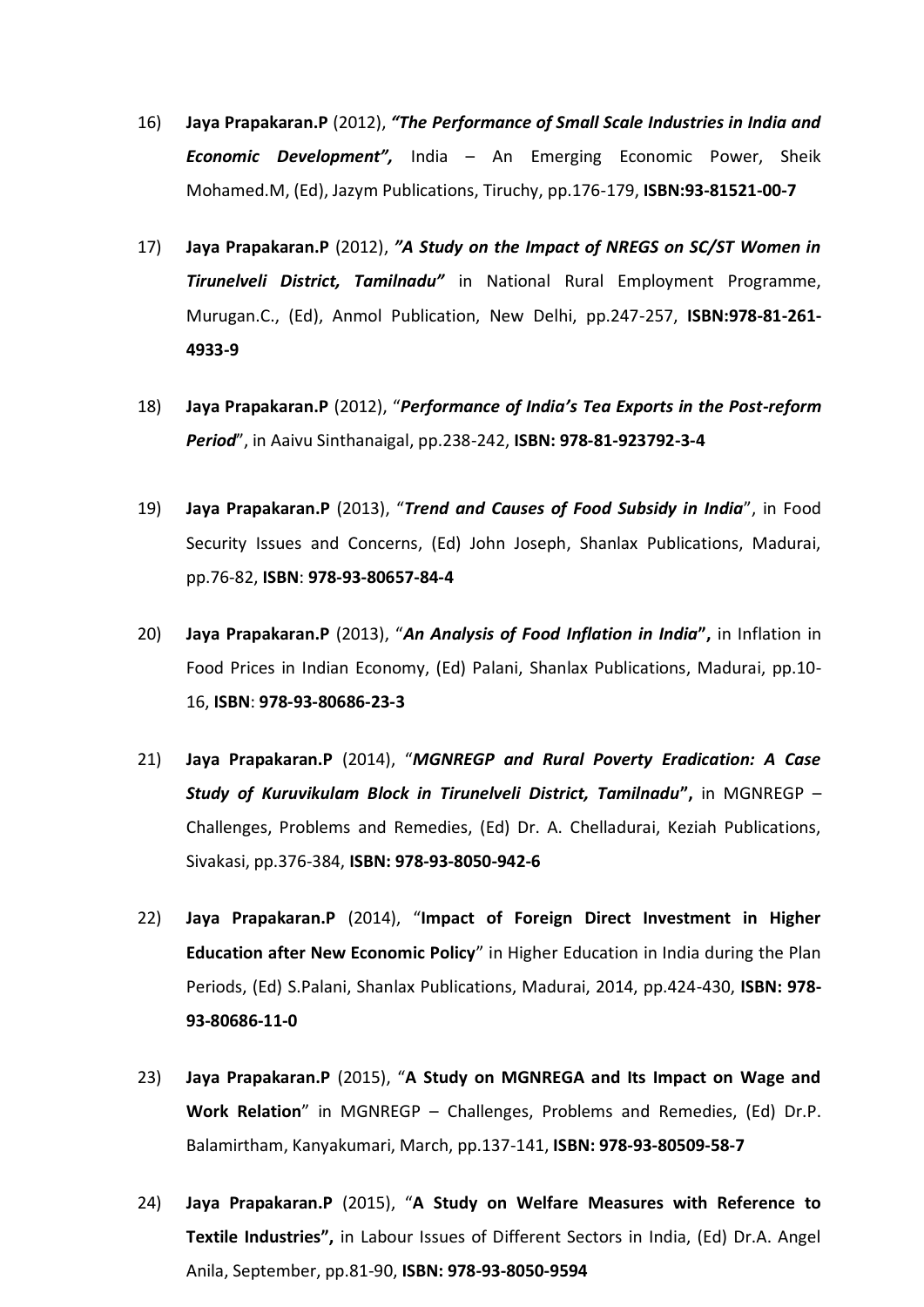16) **Jaya Prapakaran.P** (2012), ***"The Performance of Small Scale Industries in India and Economic Development",*** India – An Emerging Economic Power, Sheik Mohamed.M, (Ed), Jazym Publications, Tiruchy, pp.176-179, **ISBN:93-81521-00-7**

17) **Jaya Prapakaran.P** (2012), ***"A Study on the Impact of NREGS on SC/ST Women in Tirunelveli District, Tamilnadu"*** in National Rural Employment Programme, Murugan.C., (Ed), Anmol Publication, New Delhi, pp.247-257, **ISBN:978-81-261-4933-9**

18) **Jaya Prapakaran.P** (2012), "***Performance of India's Tea Exports in the Post-reform Period***", in Aaivu Sinthanaigal, pp.238-242, **ISBN: 978-81-923792-3-4**

19) **Jaya Prapakaran.P** (2013), "***Trend and Causes of Food Subsidy in India***", in Food Security Issues and Concerns, (Ed) John Joseph, Shanlax Publications, Madurai, pp.76-82, **ISBN**: **978-93-80657-84-4**

20) **Jaya Prapakaran.P** (2013), "***An Analysis of Food Inflation in India*"**, in Inflation in Food Prices in Indian Economy, (Ed) Palani, Shanlax Publications, Madurai, pp.10-16, **ISBN**: **978-93-80686-23-3**

21) **Jaya Prapakaran.P** (2014), "***MGNREGP and Rural Poverty Eradication: A Case Study of Kuruvikulam Block in Tirunelveli District, Tamilnadu*"**, in MGNREGP – Challenges, Problems and Remedies, (Ed) Dr. A. Chelladurai, Keziah Publications, Sivakasi, pp.376-384, **ISBN: 978-93-8050-942-6**

22) **Jaya Prapakaran.P** (2014), "**Impact of Foreign Direct Investment in Higher Education after New Economic Policy**" in Higher Education in India during the Plan Periods, (Ed) S.Palani, Shanlax Publications, Madurai, 2014, pp.424-430, **ISBN: 978-93-80686-11-0**

23) **Jaya Prapakaran.P** (2015), "**A Study on MGNREGA and Its Impact on Wage and Work Relation**" in MGNREGP – Challenges, Problems and Remedies, (Ed) Dr.P. Balamirtham, Kanyakumari, March, pp.137-141, **ISBN: 978-93-80509-58-7**

24) **Jaya Prapakaran.P** (2015), "**A Study on Welfare Measures with Reference to Textile Industries",** in Labour Issues of Different Sectors in India, (Ed) Dr.A. Angel Anila, September, pp.81-90, **ISBN: 978-93-8050-9594**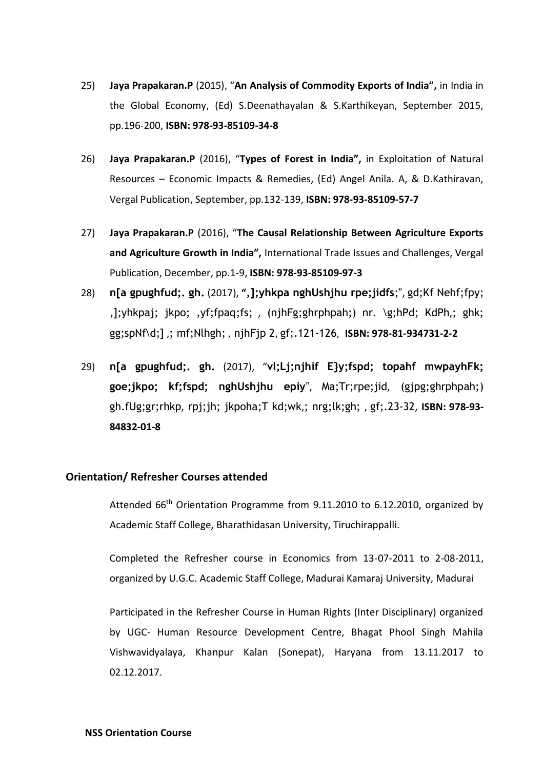25) **Jaya Prapakaran.P** (2015), "**An Analysis of Commodity Exports of India",** in India in the Global Economy, (Ed) S.Deenathayalan & S.Karthikeyan, September 2015, pp.196-200, **ISBN: 978-93-85109-34-8**

26) **Jaya Prapakaran.P** (2016), "**Types of Forest in India",** in Exploitation of Natural Resources – Economic Impacts & Remedies, (Ed) Angel Anila. A, & D.Kathiravan, Vergal Publication, September, pp.132-139, **ISBN: 978-93-85109-57-7**

27) **Jaya Prapakaran.P** (2016), "**The Causal Relationship Between Agriculture Exports and Agriculture Growth in India",** International Trade Issues and Challenges, Vergal Publication, December, pp.1-9, **ISBN: 978-93-85109-97-3**

28) **n[a gpughfud;. gh.** (2017), **",];yhkpa nghUshjhu rpe;jidfs**;", gd;Kf Nehf;fpy; ,];yhkpaj; jkpo; ,yf;fpaq;fs; , (njhFg;ghrphpah;) nr. \g;hPd; KdPh,; ghk; gg;spNf\d;] ,; mf;Nlhgh; , njhFjp 2, gf;.121-126, **ISBN: 978-81-934731-2-2**

29) **n[a gpughfud;. gh.** (2017), "**vl;Lj;njhif E}y;fspd; topahf mwpayhFk; goe;jkpo; kf;fspd; nghUshjhu epiy**", Ma;Tr;rpe;jid, (gjpg;ghrphpah;) gh.fUg;gr;rhkp, rpj;jh; jkpoha;T kd;wk,; nrg;lk;gh; , gf;.23-32, **ISBN: 978-93-84832-01-8**

## Orientation/ Refresher Courses attended

Attended 66th Orientation Programme from 9.11.2010 to 6.12.2010, organized by Academic Staff College, Bharathidasan University, Tiruchirappalli.

Completed the Refresher course in Economics from 13-07-2011 to 2-08-2011, organized by U.G.C. Academic Staff College, Madurai Kamaraj University, Madurai

Participated in the Refresher Course in Human Rights (Inter Disciplinary) organized by UGC- Human Resource Development Centre, Bhagat Phool Singh Mahila Vishwavidyalaya, Khanpur Kalan (Sonepat), Haryana from 13.11.2017 to 02.12.2017.

**NSS Orientation Course**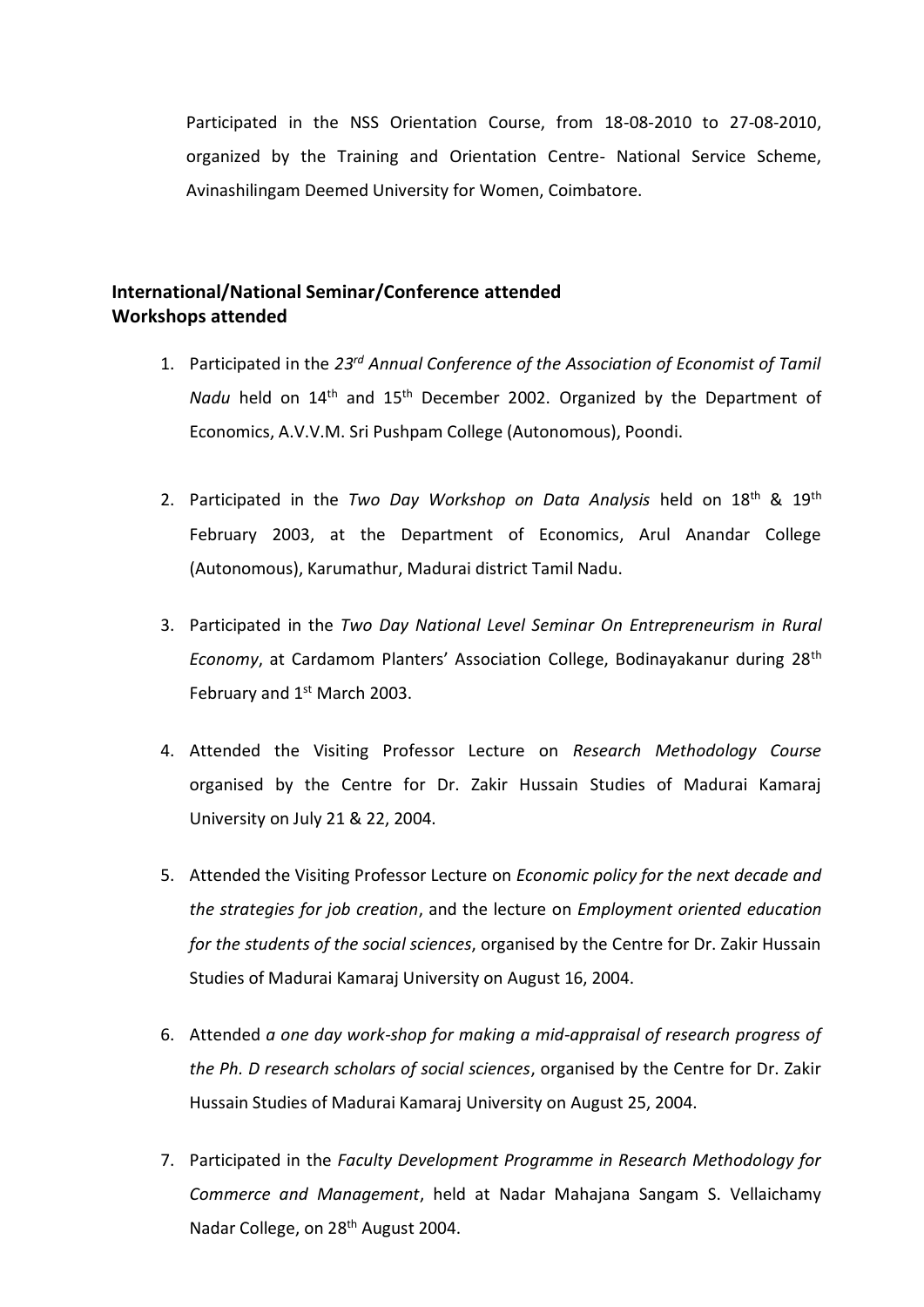Participated in the NSS Orientation Course, from 18-08-2010 to 27-08-2010, organized by the Training and Orientation Centre- National Service Scheme, Avinashilingam Deemed University for Women, Coimbatore.

**International/National Seminar/Conference attended**
**Workshops attended**

1. Participated in the *23rd Annual Conference of the Association of Economist of Tamil Nadu* held on 14th and 15th December 2002. Organized by the Department of Economics, A.V.V.M. Sri Pushpam College (Autonomous), Poondi.

2. Participated in the *Two Day Workshop on Data Analysis* held on 18th & 19th February 2003, at the Department of Economics, Arul Anandar College (Autonomous), Karumathur, Madurai district Tamil Nadu.

3. Participated in the *Two Day National Level Seminar On Entrepreneurism in Rural Economy*, at Cardamom Planters' Association College, Bodinayakanur during 28th February and 1st March 2003.

4. Attended the Visiting Professor Lecture on *Research Methodology Course* organised by the Centre for Dr. Zakir Hussain Studies of Madurai Kamaraj University on July 21 & 22, 2004.

5. Attended the Visiting Professor Lecture on *Economic policy for the next decade and the strategies for job creation*, and the lecture on *Employment oriented education for the students of the social sciences*, organised by the Centre for Dr. Zakir Hussain Studies of Madurai Kamaraj University on August 16, 2004.

6. Attended *a one day work-shop for making a mid-appraisal of research progress of the Ph. D research scholars of social sciences*, organised by the Centre for Dr. Zakir Hussain Studies of Madurai Kamaraj University on August 25, 2004.

7. Participated in the *Faculty Development Programme in Research Methodology for Commerce and Management*, held at Nadar Mahajana Sangam S. Vellaichamy Nadar College, on 28th August 2004.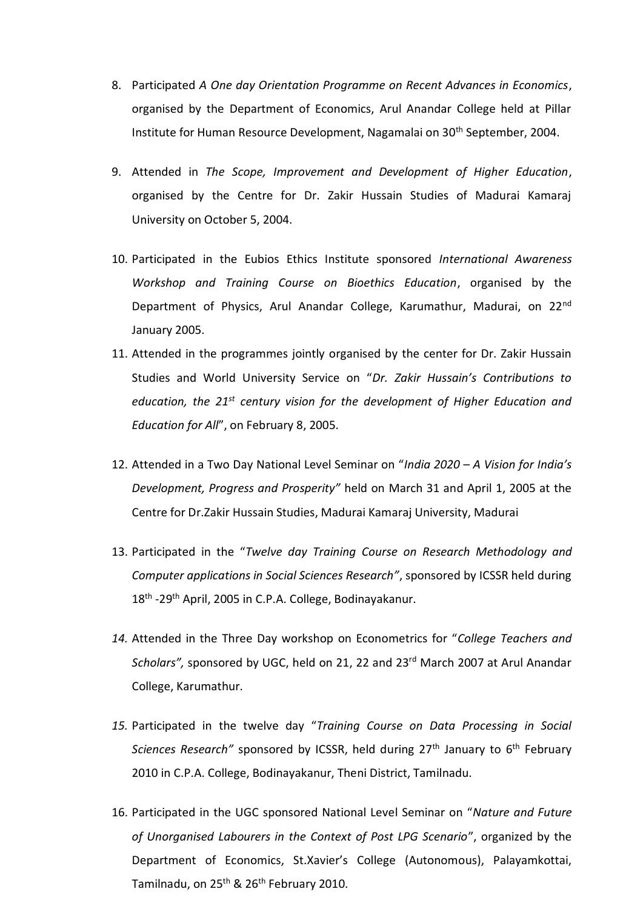8. Participated *A One day Orientation Programme on Recent Advances in Economics*, organised by the Department of Economics, Arul Anandar College held at Pillar Institute for Human Resource Development, Nagamalai on 30th September, 2004.

9. Attended in *The Scope, Improvement and Development of Higher Education*, organised by the Centre for Dr. Zakir Hussain Studies of Madurai Kamaraj University on October 5, 2004.

10. Participated in the Eubios Ethics Institute sponsored *International Awareness Workshop and Training Course on Bioethics Education*, organised by the Department of Physics, Arul Anandar College, Karumathur, Madurai, on 22nd January 2005.

11. Attended in the programmes jointly organised by the center for Dr. Zakir Hussain Studies and World University Service on "*Dr. Zakir Hussain's Contributions to education, the 21st century vision for the development of Higher Education and Education for All*", on February 8, 2005.

12. Attended in a Two Day National Level Seminar on "*India 2020 – A Vision for India's Development, Progress and Prosperity"* held on March 31 and April 1, 2005 at the Centre for Dr.Zakir Hussain Studies, Madurai Kamaraj University, Madurai

13. Participated in the "*Twelve day Training Course on Research Methodology and Computer applications in Social Sciences Research"*, sponsored by ICSSR held during 18th -29th April, 2005 in C.P.A. College, Bodinayakanur.

14. Attended in the Three Day workshop on Econometrics for "*College Teachers and Scholars",* sponsored by UGC, held on 21, 22 and 23rd March 2007 at Arul Anandar College, Karumathur.

15. Participated in the twelve day "*Training Course on Data Processing in Social Sciences Research"* sponsored by ICSSR, held during 27th January to 6th February 2010 in C.P.A. College, Bodinayakanur, Theni District, Tamilnadu.

16. Participated in the UGC sponsored National Level Seminar on "*Nature and Future of Unorganised Labourers in the Context of Post LPG Scenario*", organized by the Department of Economics, St.Xavier's College (Autonomous), Palayamkottai, Tamilnadu, on 25th & 26th February 2010.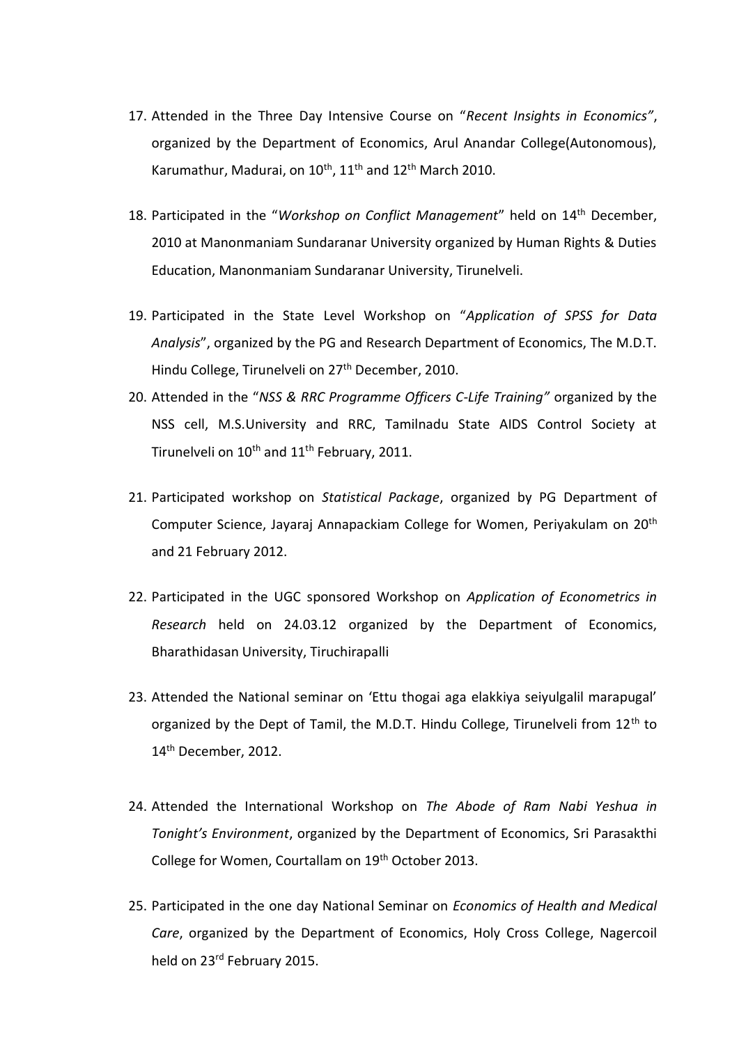17. Attended in the Three Day Intensive Course on "*Recent Insights in Economics"*, organized by the Department of Economics, Arul Anandar College(Autonomous), Karumathur, Madurai, on 10th, 11th and 12th March 2010.

18. Participated in the "*Workshop on Conflict Management*" held on 14th December, 2010 at Manonmaniam Sundaranar University organized by Human Rights & Duties Education, Manonmaniam Sundaranar University, Tirunelveli.

19. Participated in the State Level Workshop on "*Application of SPSS for Data Analysis*", organized by the PG and Research Department of Economics, The M.D.T. Hindu College, Tirunelveli on 27th December, 2010.

20. Attended in the "*NSS & RRC Programme Officers C-Life Training"* organized by the NSS cell, M.S.University and RRC, Tamilnadu State AIDS Control Society at Tirunelveli on 10th and 11th February, 2011.

21. Participated workshop on *Statistical Package*, organized by PG Department of Computer Science, Jayaraj Annapackiam College for Women, Periyakulam on 20th and 21 February 2012.

22. Participated in the UGC sponsored Workshop on *Application of Econometrics in Research* held on 24.03.12 organized by the Department of Economics, Bharathidasan University, Tiruchirapalli

23. Attended the National seminar on 'Ettu thogai aga elakkiya seiyulgalil marapugal' organized by the Dept of Tamil, the M.D.T. Hindu College, Tirunelveli from 12th to 14th December, 2012.

24. Attended the International Workshop on *The Abode of Ram Nabi Yeshua in Tonight's Environment*, organized by the Department of Economics, Sri Parasakthi College for Women, Courtallam on 19th October 2013.

25. Participated in the one day National Seminar on *Economics of Health and Medical Care*, organized by the Department of Economics, Holy Cross College, Nagercoil held on 23rd February 2015.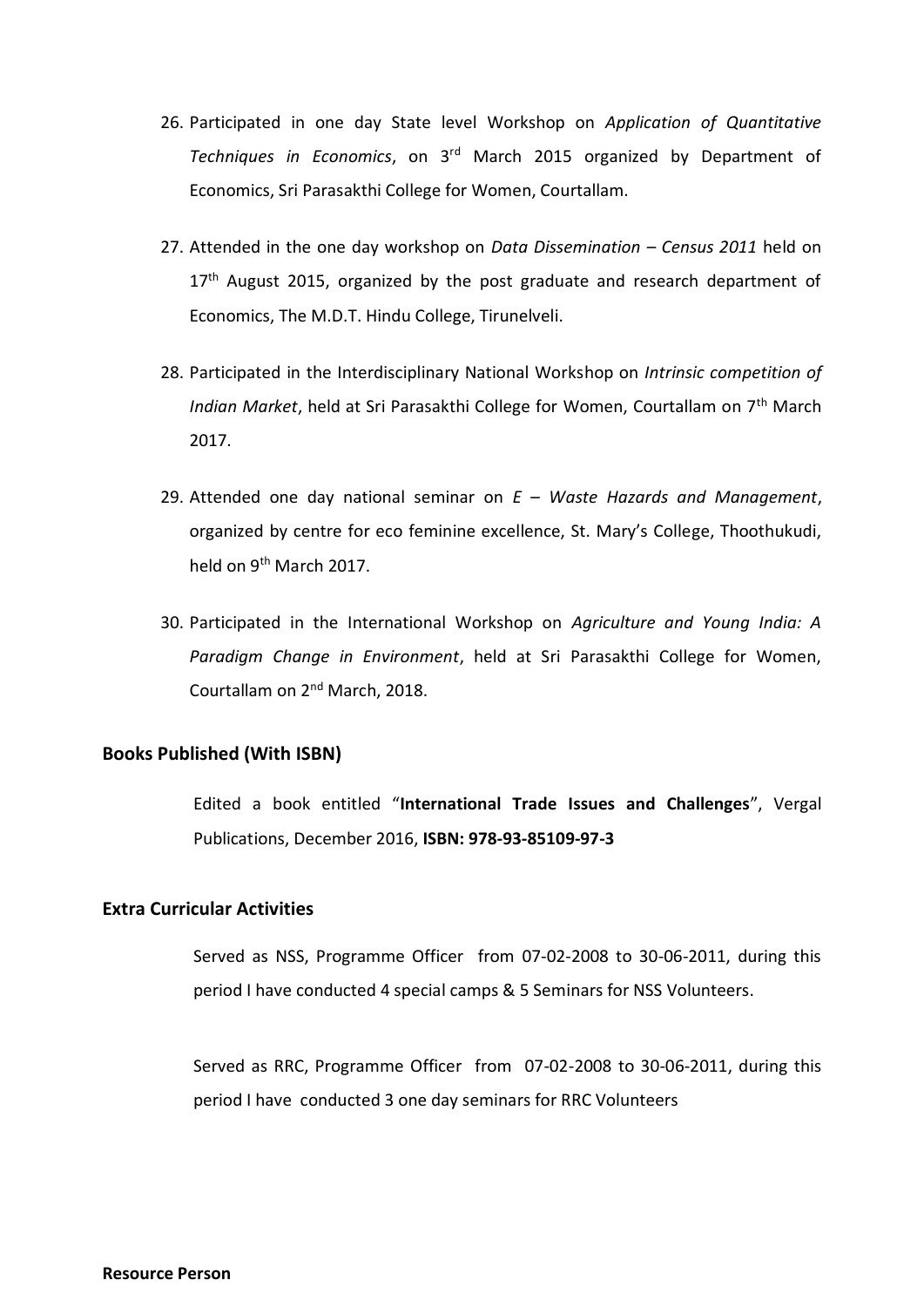26. Participated in one day State level Workshop on *Application of Quantitative Techniques in Economics*, on 3rd March 2015 organized by Department of Economics, Sri Parasakthi College for Women, Courtallam.

27. Attended in the one day workshop on *Data Dissemination – Census 2011* held on 17th August 2015, organized by the post graduate and research department of Economics, The M.D.T. Hindu College, Tirunelveli.

28. Participated in the Interdisciplinary National Workshop on *Intrinsic competition of Indian Market*, held at Sri Parasakthi College for Women, Courtallam on 7th March 2017.

29. Attended one day national seminar on *E – Waste Hazards and Management*, organized by centre for eco feminine excellence, St. Mary's College, Thoothukudi, held on 9th March 2017.

30. Participated in the International Workshop on *Agriculture and Young India: A Paradigm Change in Environment*, held at Sri Parasakthi College for Women, Courtallam on 2nd March, 2018.

## Books Published (With ISBN)

Edited a book entitled "**International Trade Issues and Challenges**", Vergal Publications, December 2016, **ISBN: 978-93-85109-97-3**

## Extra Curricular Activities

Served as NSS, Programme Officer from 07-02-2008 to 30-06-2011, during this period I have conducted 4 special camps & 5 Seminars for NSS Volunteers.

Served as RRC, Programme Officer from 07-02-2008 to 30-06-2011, during this period I have conducted 3 one day seminars for RRC Volunteers

**Resource Person**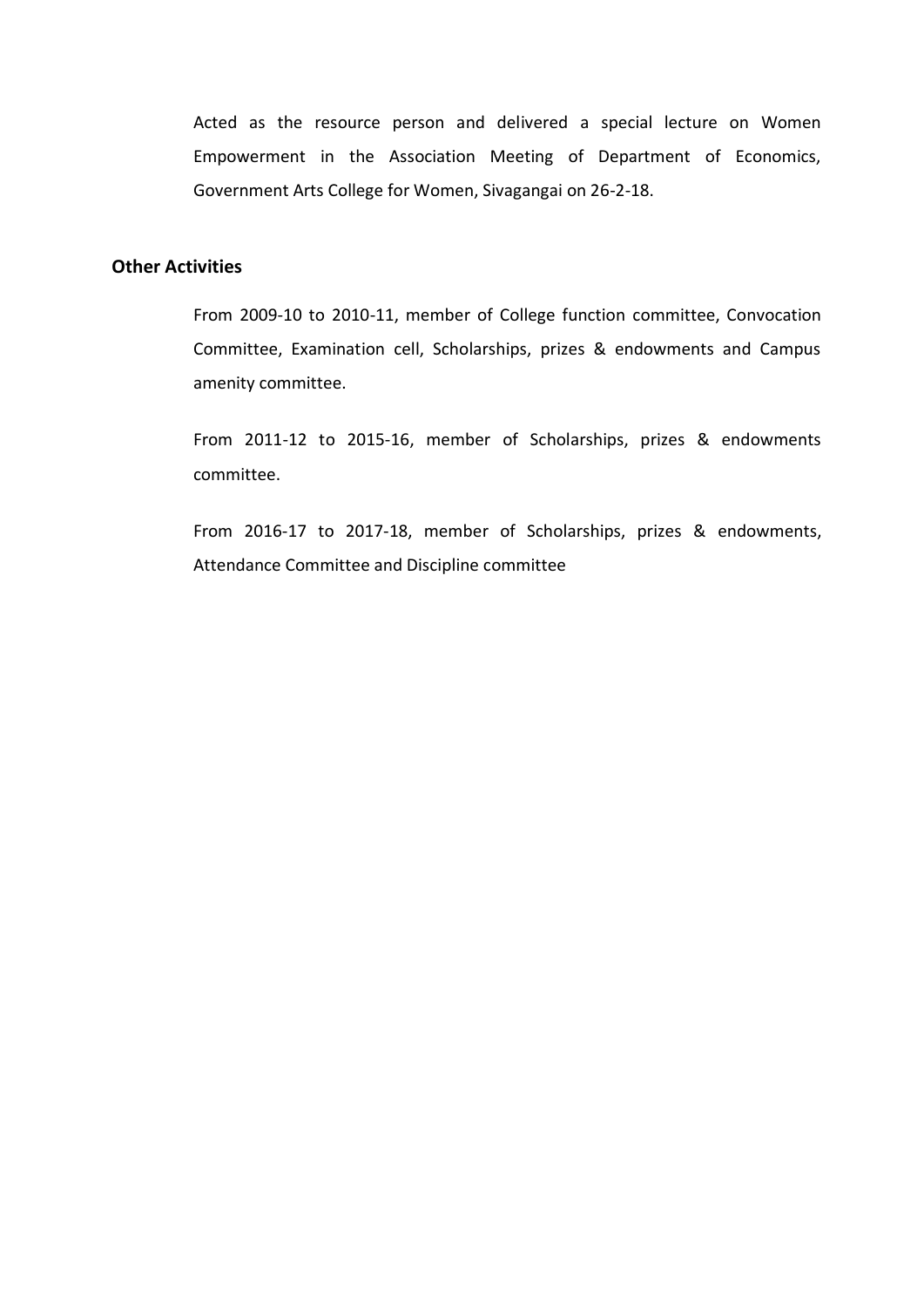Acted as the resource person and delivered a special lecture on Women Empowerment in the Association Meeting of Department of Economics, Government Arts College for Women, Sivagangai on 26-2-18.

## Other Activities

From 2009-10 to 2010-11, member of College function committee, Convocation Committee, Examination cell, Scholarships, prizes & endowments and Campus amenity committee.

From 2011-12 to 2015-16, member of Scholarships, prizes & endowments committee.

From 2016-17 to 2017-18, member of Scholarships, prizes & endowments, Attendance Committee and Discipline committee